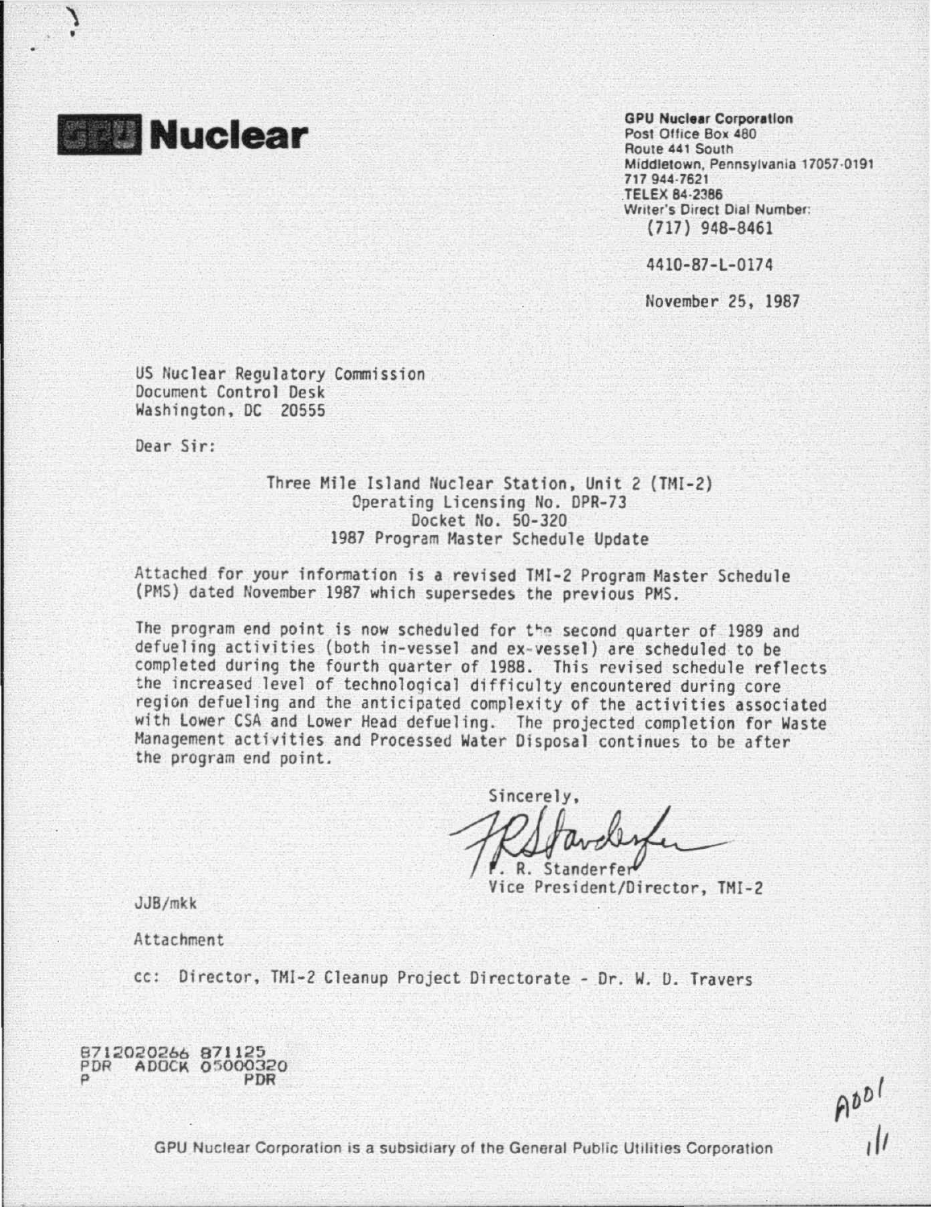# GPU Nuclear

**GPU Nuclear Corporation**
Post Office Box 480
Route 441 South
Middletown, Pennsylvania 17057-0191
717 944-7621
TELEX 84-2386
Writer's Direct Dial Number:
(717) 948-8461

4410-87-L-0174

November 25, 1987

US Nuclear Regulatory Commission
Document Control Desk
Washington, DC 20555

Dear Sir:

Three Mile Island Nuclear Station, Unit 2 (TMI-2)
Operating Licensing No. DPR-73
Docket No. 50-320
1987 Program Master Schedule Update

Attached for your information is a revised TMI-2 Program Master Schedule (PMS) dated November 1987 which supersedes the previous PMS.

The program end point is now scheduled for the second quarter of 1989 and defueling activities (both in-vessel and ex-vessel) are scheduled to be completed during the fourth quarter of 1988. This revised schedule reflects the increased level of technological difficulty encountered during core region defueling and the anticipated complexity of the activities associated with Lower CSA and Lower Head defueling. The projected completion for Waste Management activities and Processed Water Disposal continues to be after the program end point.

Sincerely,

F. R. Standerfer
Vice President/Director, TMI-2

JJB/mkk

Attachment

cc: Director, TMI-2 Cleanup Project Directorate - Dr. W. D. Travers

8712020266 871125
PDR ADOCK 05000320
P PDR

GPU Nuclear Corporation is a subsidiary of the General Public Utilities Corporation

A001
1/1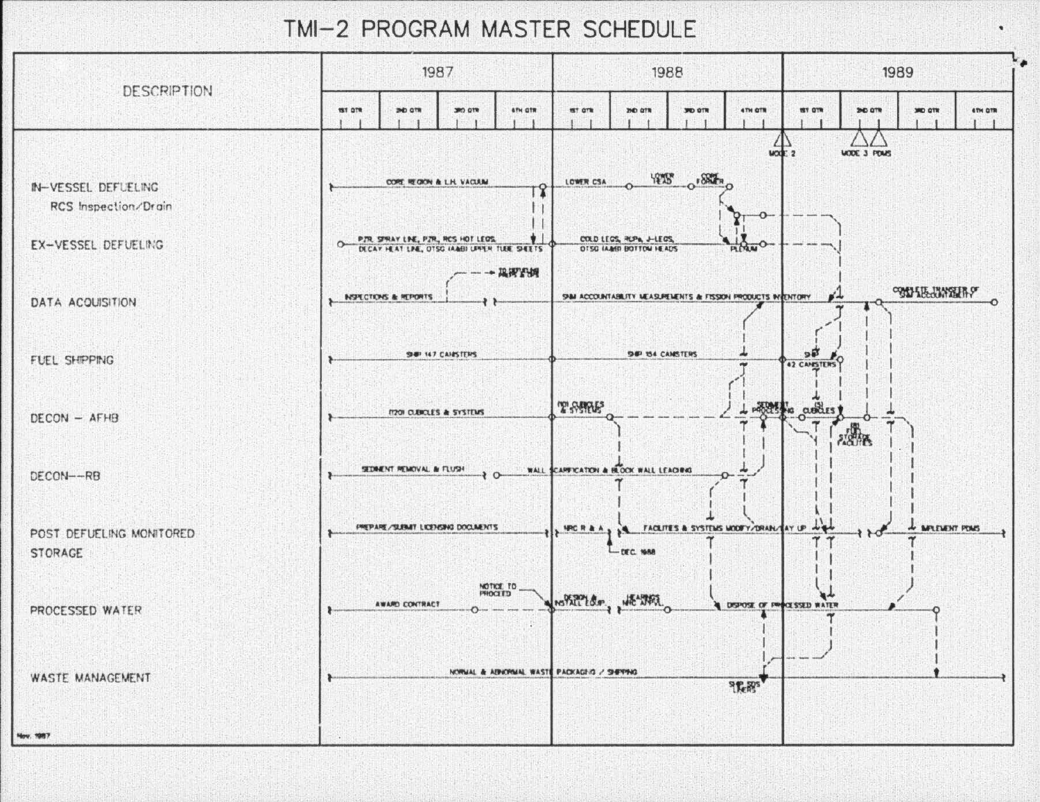# TMI-2 PROGRAM MASTER SCHEDULE

DESCRIPTION

1987 — 1ST QTR, 2ND QTR, 3RD QTR, 4TH QTR

1988 — 1ST QTR, 2ND QTR, 3RD QTR, 4TH QTR

1989 — 1ST QTR, 2ND QTR, 3RD QTR, 4TH QTR

MODE 2

MODE 3

PDMS

IN-VESSEL DEFUELING

RCS Inspection/Drain

CORE REGION & L.H. VACUUM

LOWER CSA

LOWER HEAD

CORE FORMER

EX-VESSEL DEFUELING

PZR. SPRAY LINE, PZR., RCS HOT LEGS, DECAY HEAT LINE, OTSG (A&B) UPPER TUBE SHEETS

COLD LEGS, RCPs, J-LEGS, OTSG (A&B) BOTTOM HEADS

PLENUM

DATA ACQUISITION

INSPECTIONS & REPORTS

TO DEFUELING PREPS & OPS

SNM ACCOUNTABILITY MEASUREMENTS & FISSION PRODUCTS INVENTORY

COMPLETE TRANSFER OF SNM ACCOUNTABILITY

FUEL SHIPPING

SHIP 147 CANISTERS

SHIP 154 CANISTERS

SHIP 42 CANISTERS

DECON – AFHB

(120) CUBICLES & SYSTEMS

(10) CUBICLES & SYSTEMS

SEDIMENT PROCESSING

(5) CUBICLES

(6) FUEL STORAGE FACILITIES

DECON—RB

SEDIMENT REMOVAL & FLUSH

WALL SCARIFICATION & BLOCK WALL LEACHING

POST DEFUELING MONITORED STORAGE

PREPARE/SUBMIT LICENSING DOCUMENTS

NRC R & A

DEC. 1988

FACILITIES & SYSTEMS MODIFY/DRAIN/LAY UP

IMPLEMENT PDMS

PROCESSED WATER

AWARD CONTRACT

NOTICE TO PROCEED

DESIGN & INSTALL EQUIP.

HEARINGS NRC APPVL.

DISPOSE OF PROCESSED WATER

WASTE MANAGEMENT

NORMAL & ABNORMAL WASTE PACKAGING / SHIPPING

SHIP SDS LINERS

Nov. 1987